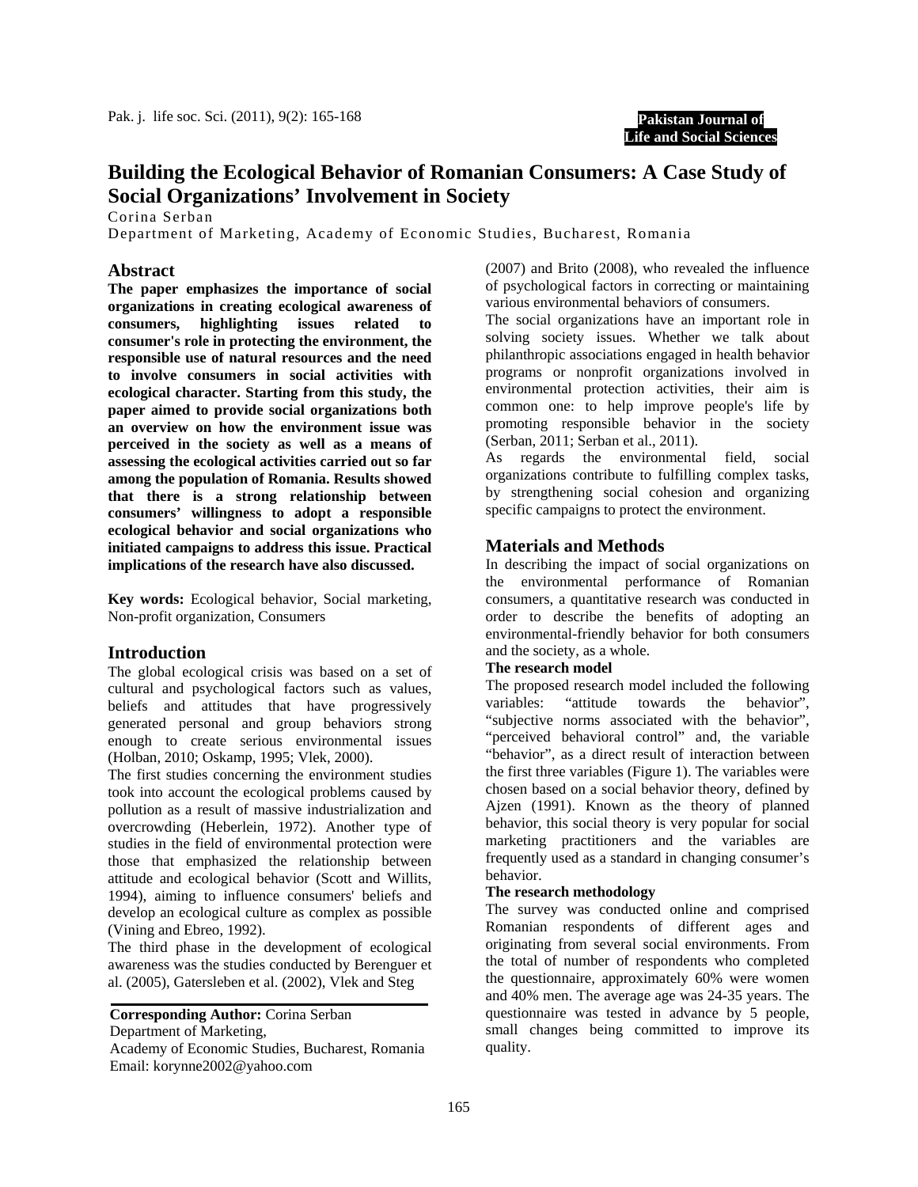# Building the Ecological Behavior of Romanian Consumers: A Case Study of Social Organizations' Involvement in Society

Corina Serban

Department of Marketing, Academy of Economic Studies, Bucharest, Romania

## Abstract

**The paper emphasizes the importance of social organizations in creating ecological awareness of consumers, highlighting issues related to consumer's role in protecting the environment, the responsible use of natural resources and the need to involve consumers in social activities with ecological character. Starting from this study, the paper aimed to provide social organizations both an overview on how the environment issue was perceived in the society as well as a means of assessing the ecological activities carried out so far among the population of Romania. Results showed that there is a strong relationship between consumers' willingness to adopt a responsible ecological behavior and social organizations who initiated campaigns to address this issue. Practical implications of the research have also discussed.**

**Key words:** Ecological behavior, Social marketing, Non-profit organization, Consumers

## Introduction

The global ecological crisis was based on a set of cultural and psychological factors such as values, beliefs and attitudes that have progressively generated personal and group behaviors strong enough to create serious environmental issues (Holban, 2010; Oskamp, 1995; Vlek, 2000).

The first studies concerning the environment studies took into account the ecological problems caused by pollution as a result of massive industrialization and overcrowding (Heberlein, 1972). Another type of studies in the field of environmental protection were those that emphasized the relationship between attitude and ecological behavior (Scott and Willits, 1994), aiming to influence consumers' beliefs and develop an ecological culture as complex as possible (Vining and Ebreo, 1992).

The third phase in the development of ecological awareness was the studies conducted by Berenguer et al. (2005), Gatersleben et al. (2002), Vlek and Steg (2007) and Brito (2008), who revealed the influence of psychological factors in correcting or maintaining various environmental behaviors of consumers.

The social organizations have an important role in solving society issues. Whether we talk about philanthropic associations engaged in health behavior programs or nonprofit organizations involved in environmental protection activities, their aim is common one: to help improve people's life by promoting responsible behavior in the society (Serban, 2011; Serban et al., 2011).

As regards the environmental field, social organizations contribute to fulfilling complex tasks, by strengthening social cohesion and organizing specific campaigns to protect the environment.

**Corresponding Author:** Corina Serban
Department of Marketing,
Academy of Economic Studies, Bucharest, Romania
Email: korynne2002@yahoo.com

## Materials and Methods

In describing the impact of social organizations on the environmental performance of Romanian consumers, a quantitative research was conducted in order to describe the benefits of adopting an environmental-friendly behavior for both consumers and the society, as a whole.

### The research model

The proposed research model included the following variables: "attitude towards the behavior", "subjective norms associated with the behavior", "perceived behavioral control" and, the variable "behavior", as a direct result of interaction between the first three variables (Figure 1). The variables were chosen based on a social behavior theory, defined by Ajzen (1991). Known as the theory of planned behavior, this social theory is very popular for social marketing practitioners and the variables are frequently used as a standard in changing consumer's behavior.

### The research methodology

The survey was conducted online and comprised Romanian respondents of different ages and originating from several social environments. From the total of number of respondents who completed the questionnaire, approximately 60% were women and 40% men. The average age was 24-35 years. The questionnaire was tested in advance by 5 people, small changes being committed to improve its quality.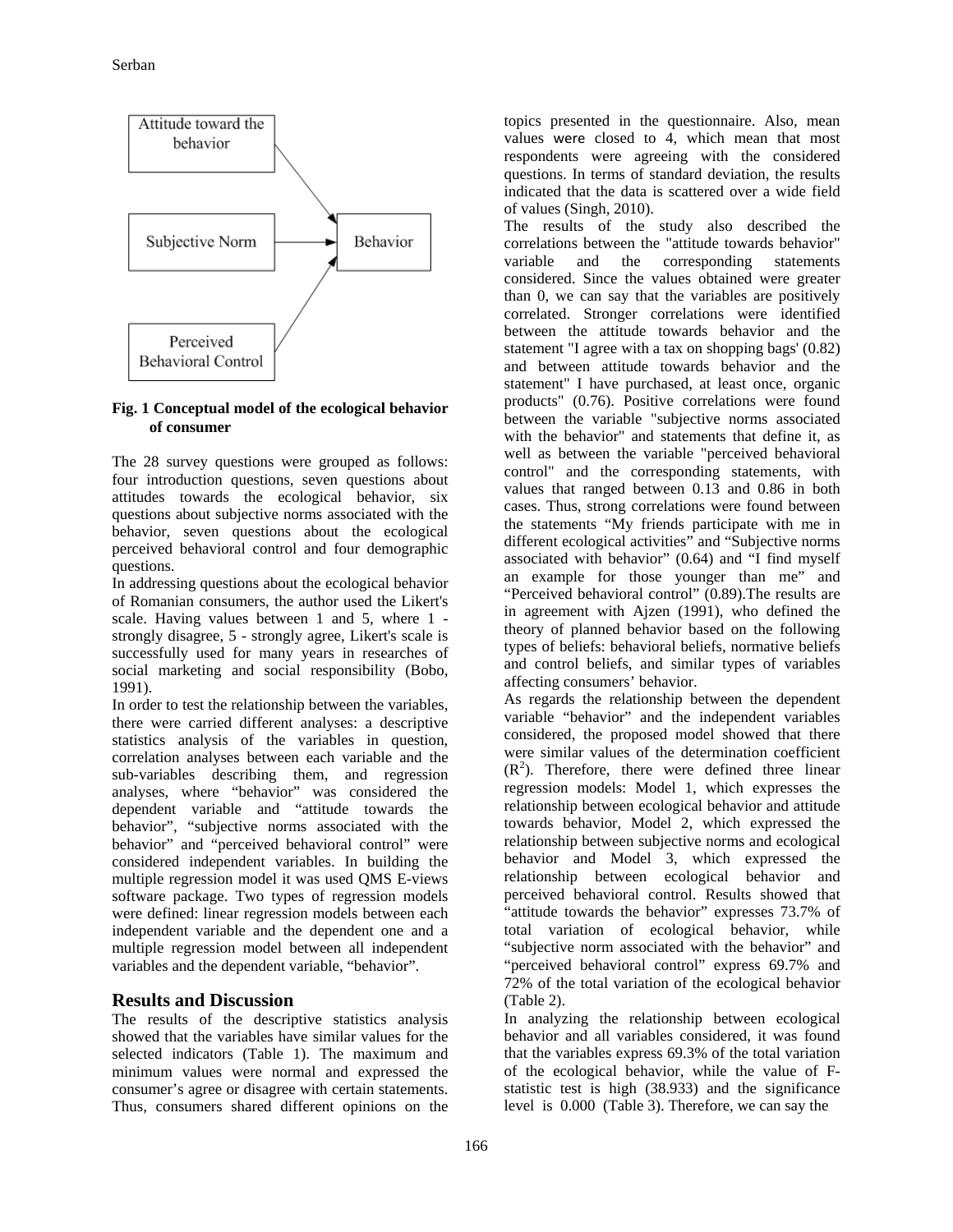Fig. 1 Conceptual model of the ecological behavior of consumer

The 28 survey questions were grouped as follows: four introduction questions, seven questions about attitudes towards the ecological behavior, six questions about subjective norms associated with the behavior, seven questions about the ecological perceived behavioral control and four demographic questions.

In addressing questions about the ecological behavior of Romanian consumers, the author used the Likert's scale. Having values between 1 and 5, where 1 - strongly disagree, 5 - strongly agree, Likert's scale is successfully used for many years in researches of social marketing and social responsibility (Bobo, 1991).

In order to test the relationship between the variables, there were carried different analyses: a descriptive statistics analysis of the variables in question, correlation analyses between each variable and the sub-variables describing them, and regression analyses, where "behavior" was considered the dependent variable and "attitude towards the behavior", "subjective norms associated with the behavior" and "perceived behavioral control" were considered independent variables. In building the multiple regression model it was used QMS E-views software package. Two types of regression models were defined: linear regression models between each independent variable and the dependent one and a multiple regression model between all independent variables and the dependent variable, "behavior".

## Results and Discussion

The results of the descriptive statistics analysis showed that the variables have similar values for the selected indicators (Table 1). The maximum and minimum values were normal and expressed the consumer's agree or disagree with certain statements. Thus, consumers shared different opinions on the topics presented in the questionnaire. Also, mean values were closed to 4, which mean that most respondents were agreeing with the considered questions. In terms of standard deviation, the results indicated that the data is scattered over a wide field of values (Singh, 2010).

The results of the study also described the correlations between the "attitude towards behavior" variable and the corresponding statements considered. Since the values obtained were greater than 0, we can say that the variables are positively correlated. Stronger correlations were identified between the attitude towards behavior and the statement "I agree with a tax on shopping bags' (0.82) and between attitude towards behavior and the statement" I have purchased, at least once, organic products" (0.76). Positive correlations were found between the variable "subjective norms associated with the behavior" and statements that define it, as well as between the variable "perceived behavioral control" and the corresponding statements, with values that ranged between 0.13 and 0.86 in both cases. Thus, strong correlations were found between the statements "My friends participate with me in different ecological activities" and "Subjective norms associated with behavior" (0.64) and "I find myself an example for those younger than me" and "Perceived behavioral control" (0.89).The results are in agreement with Ajzen (1991), who defined the theory of planned behavior based on the following types of beliefs: behavioral beliefs, normative beliefs and control beliefs, and similar types of variables affecting consumers' behavior.

As regards the relationship between the dependent variable "behavior" and the independent variables considered, the proposed model showed that there were similar values of the determination coefficient ($R^2$). Therefore, there were defined three linear regression models: Model 1, which expresses the relationship between ecological behavior and attitude towards behavior, Model 2, which expressed the relationship between subjective norms and ecological behavior and Model 3, which expressed the relationship between ecological behavior and perceived behavioral control. Results showed that "attitude towards the behavior" expresses 73.7% of total variation of ecological behavior, while "subjective norm associated with the behavior" and "perceived behavioral control" express 69.7% and 72% of the total variation of the ecological behavior (Table 2).

In analyzing the relationship between ecological behavior and all variables considered, it was found that the variables express 69.3% of the total variation of the ecological behavior, while the value of F-statistic test is high (38.933) and the significance level is 0.000 (Table 3). Therefore, we can say the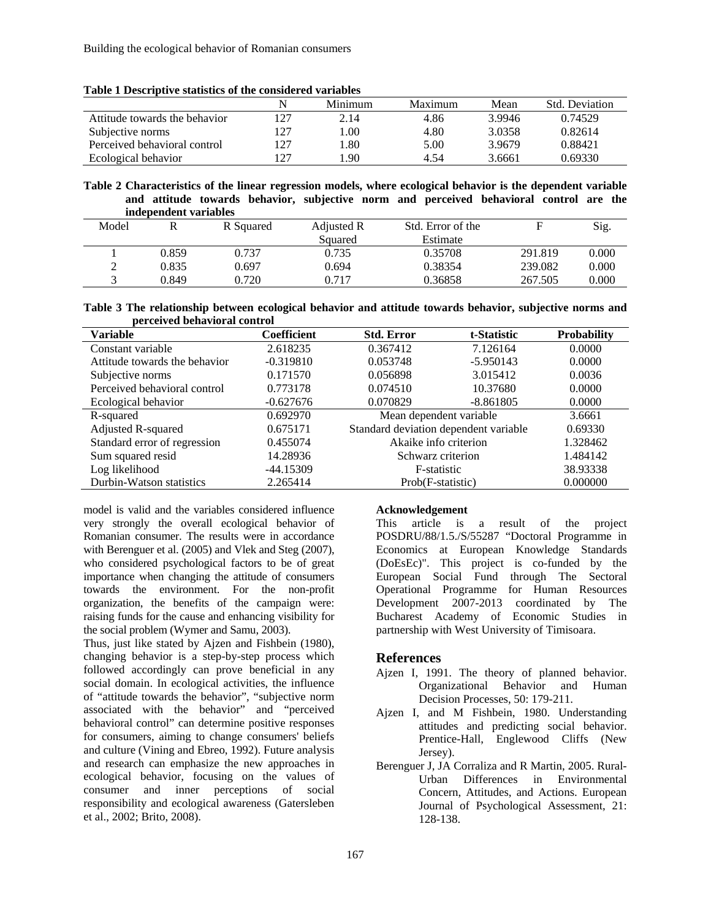**Table 1 Descriptive statistics of the considered variables**

| | N | Minimum | Maximum | Mean | Std. Deviation |
|---|---|---|---|---|---|
| Attitude towards the behavior | 127 | 2.14 | 4.86 | 3.9946 | 0.74529 |
| Subjective norms | 127 | 1.00 | 4.80 | 3.0358 | 0.82614 |
| Perceived behavioral control | 127 | 1.80 | 5.00 | 3.9679 | 0.88421 |
| Ecological behavior | 127 | 1.90 | 4.54 | 3.6661 | 0.69330 |

**Table 2 Characteristics of the linear regression models, where ecological behavior is the dependent variable and attitude towards behavior, subjective norm and perceived behavioral control are the independent variables**

| Model | R | R Squared | Adjusted R Squared | Std. Error of the Estimate | F | Sig. |
|---|---|---|---|---|---|---|
| 1 | 0.859 | 0.737 | 0.735 | 0.35708 | 291.819 | 0.000 |
| 2 | 0.835 | 0.697 | 0.694 | 0.38354 | 239.082 | 0.000 |
| 3 | 0.849 | 0.720 | 0.717 | 0.36858 | 267.505 | 0.000 |

**Table 3 The relationship between ecological behavior and attitude towards behavior, subjective norms and perceived behavioral control**

| **Variable** | **Coefficient** | **Std. Error** | **t-Statistic** | **Probability** |
|---|---|---|---|---|
| Constant variable | 2.618235 | 0.367412 | 7.126164 | 0.0000 |
| Attitude towards the behavior | -0.319810 | 0.053748 | -5.950143 | 0.0000 |
| Subjective norms | 0.171570 | 0.056898 | 3.015412 | 0.0036 |
| Perceived behavioral control | 0.773178 | 0.074510 | 10.37680 | 0.0000 |
| Ecological behavior | -0.627676 | 0.070829 | -8.861805 | 0.0000 |
| R-squared | 0.692970 | Mean dependent variable | | 3.6661 |
| Adjusted R-squared | 0.675171 | Standard deviation dependent variable | | 0.69330 |
| Standard error of regression | 0.455074 | Akaike info criterion | | 1.328462 |
| Sum squared resid | 14.28936 | Schwarz criterion | | 1.484142 |
| Log likelihood | -44.15309 | F-statistic | | 38.93338 |
| Durbin-Watson statistics | 2.265414 | Prob(F-statistic) | | 0.000000 |

model is valid and the variables considered influence very strongly the overall ecological behavior of Romanian consumer. The results were in accordance with Berenguer et al. (2005) and Vlek and Steg (2007), who considered psychological factors to be of great importance when changing the attitude of consumers towards the environment. For the non-profit organization, the benefits of the campaign were: raising funds for the cause and enhancing visibility for the social problem (Wymer and Samu, 2003).

Thus, just like stated by Ajzen and Fishbein (1980), changing behavior is a step-by-step process which followed accordingly can prove beneficial in any social domain. In ecological activities, the influence of "attitude towards the behavior", "subjective norm associated with the behavior" and "perceived behavioral control" can determine positive responses for consumers, aiming to change consumers' beliefs and culture (Vining and Ebreo, 1992). Future analysis and research can emphasize the new approaches in ecological behavior, focusing on the values of consumer and inner perceptions of social responsibility and ecological awareness (Gatersleben et al., 2002; Brito, 2008).

**Acknowledgement**

This article is a result of the project POSDRU/88/1.5./S/55287 "Doctoral Programme in Economics at European Knowledge Standards (DoEsEc)". This project is co-funded by the European Social Fund through The Sectoral Operational Programme for Human Resources Development 2007-2013 coordinated by The Bucharest Academy of Economic Studies in partnership with West University of Timisoara.

## References

Ajzen I, 1991. The theory of planned behavior. Organizational Behavior and Human Decision Processes, 50: 179-211.

Ajzen I, and M Fishbein, 1980. Understanding attitudes and predicting social behavior. Prentice-Hall, Englewood Cliffs (New Jersey).

Berenguer J, JA Corraliza and R Martin, 2005. Rural-Urban Differences in Environmental Concern, Attitudes, and Actions. European Journal of Psychological Assessment, 21: 128-138.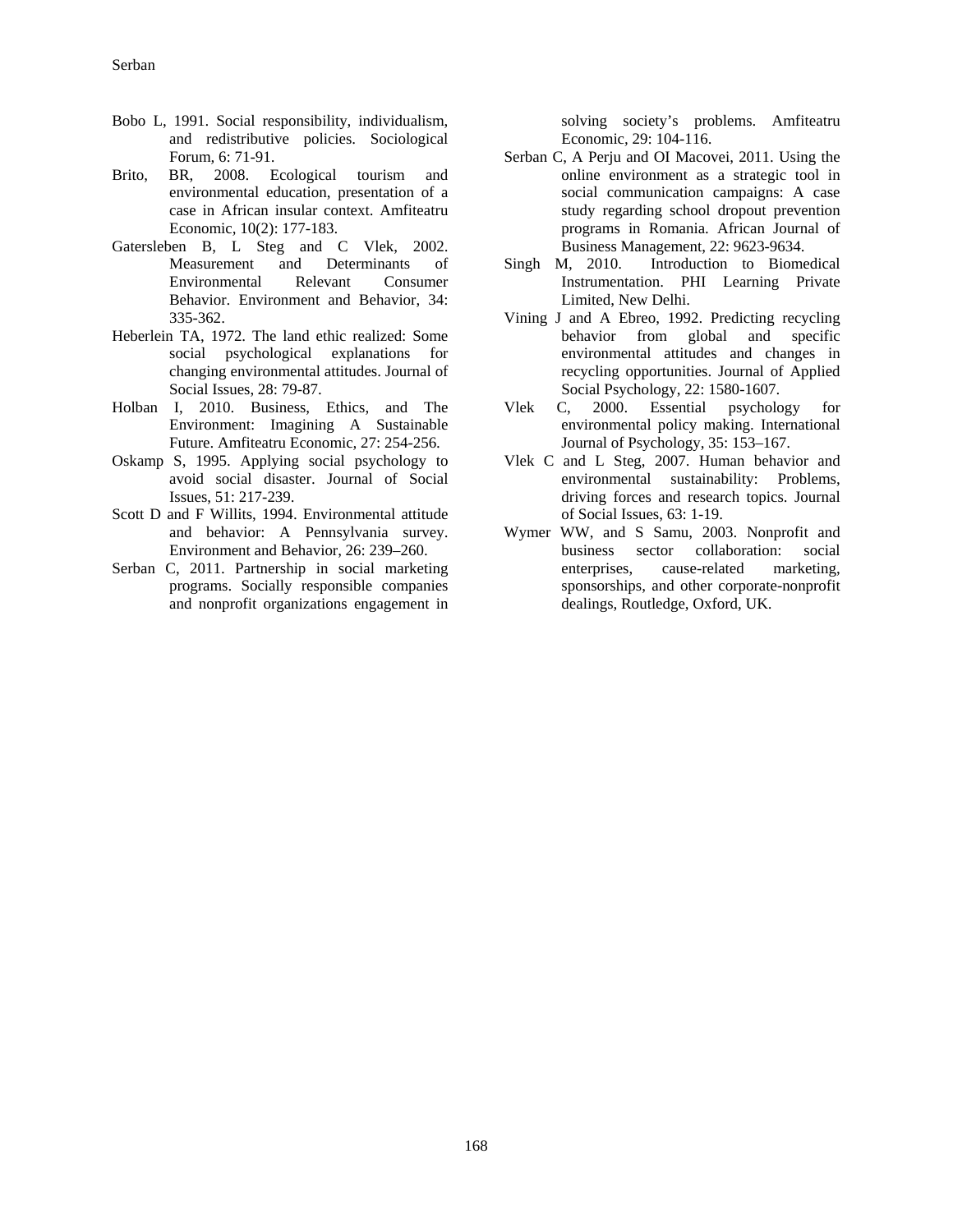Bobo L, 1991. Social responsibility, individualism, and redistributive policies. Sociological Forum, 6: 71-91.

Brito, BR, 2008. Ecological tourism and environmental education, presentation of a case in African insular context. Amfiteatru Economic, 10(2): 177-183.

Gatersleben B, L Steg and C Vlek, 2002. Measurement and Determinants of Environmental Relevant Consumer Behavior. Environment and Behavior, 34: 335-362.

Heberlein TA, 1972. The land ethic realized: Some social psychological explanations for changing environmental attitudes. Journal of Social Issues, 28: 79-87.

Holban I, 2010. Business, Ethics, and The Environment: Imagining A Sustainable Future. Amfiteatru Economic, 27: 254-256.

Oskamp S, 1995. Applying social psychology to avoid social disaster. Journal of Social Issues, 51: 217-239.

Scott D and F Willits, 1994. Environmental attitude and behavior: A Pennsylvania survey. Environment and Behavior, 26: 239–260.

Serban C, 2011. Partnership in social marketing programs. Socially responsible companies and nonprofit organizations engagement in solving society's problems. Amfiteatru Economic, 29: 104-116.

Serban C, A Perju and OI Macovei, 2011. Using the online environment as a strategic tool in social communication campaigns: A case study regarding school dropout prevention programs in Romania. African Journal of Business Management, 22: 9623-9634.

Singh M, 2010. Introduction to Biomedical Instrumentation. PHI Learning Private Limited, New Delhi.

Vining J and A Ebreo, 1992. Predicting recycling behavior from global and specific environmental attitudes and changes in recycling opportunities. Journal of Applied Social Psychology, 22: 1580-1607.

Vlek C, 2000. Essential psychology for environmental policy making. International Journal of Psychology, 35: 153–167.

Vlek C and L Steg, 2007. Human behavior and environmental sustainability: Problems, driving forces and research topics. Journal of Social Issues, 63: 1-19.

Wymer WW, and S Samu, 2003. Nonprofit and business sector collaboration: social enterprises, cause-related marketing, sponsorships, and other corporate-nonprofit dealings, Routledge, Oxford, UK.